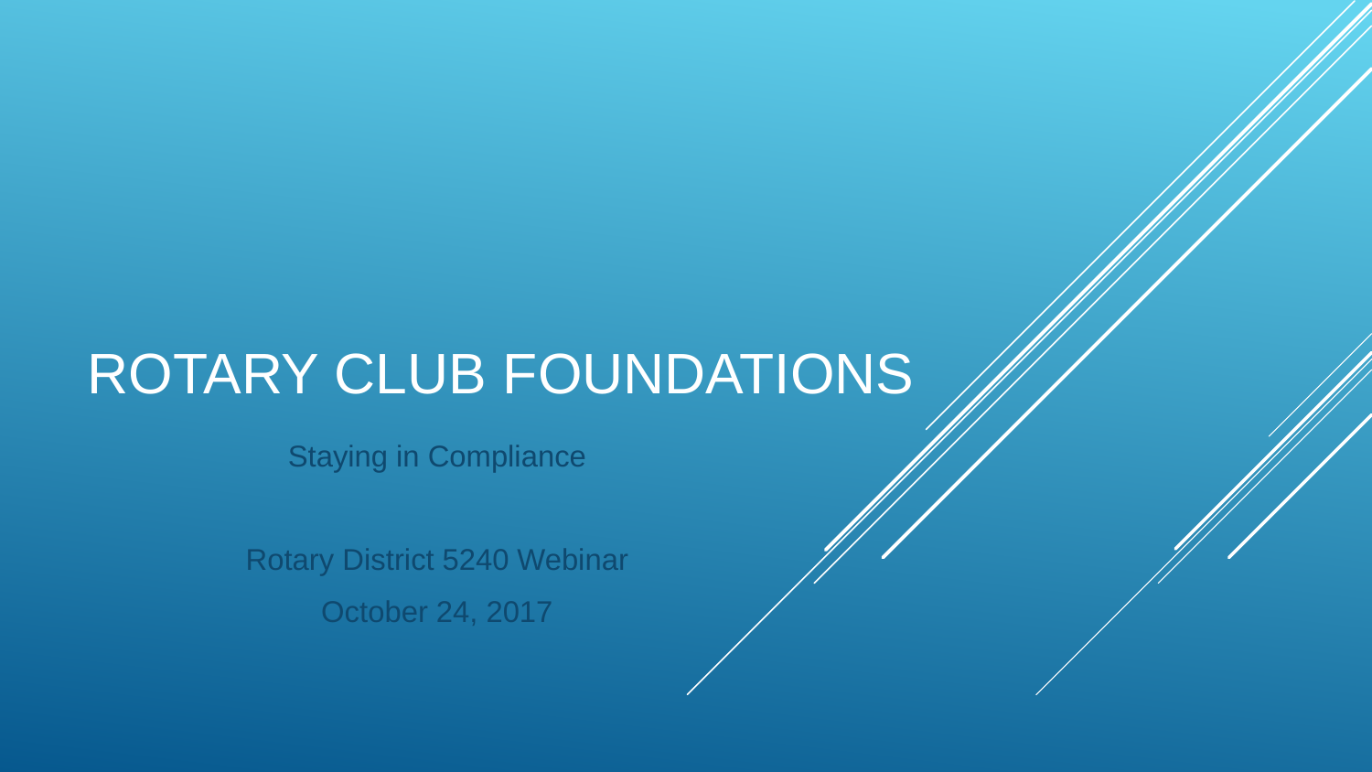# ROTARY CLUB FOUNDATIONS

Staying in Compliance

Rotary District 5240 Webinar

October 24, 2017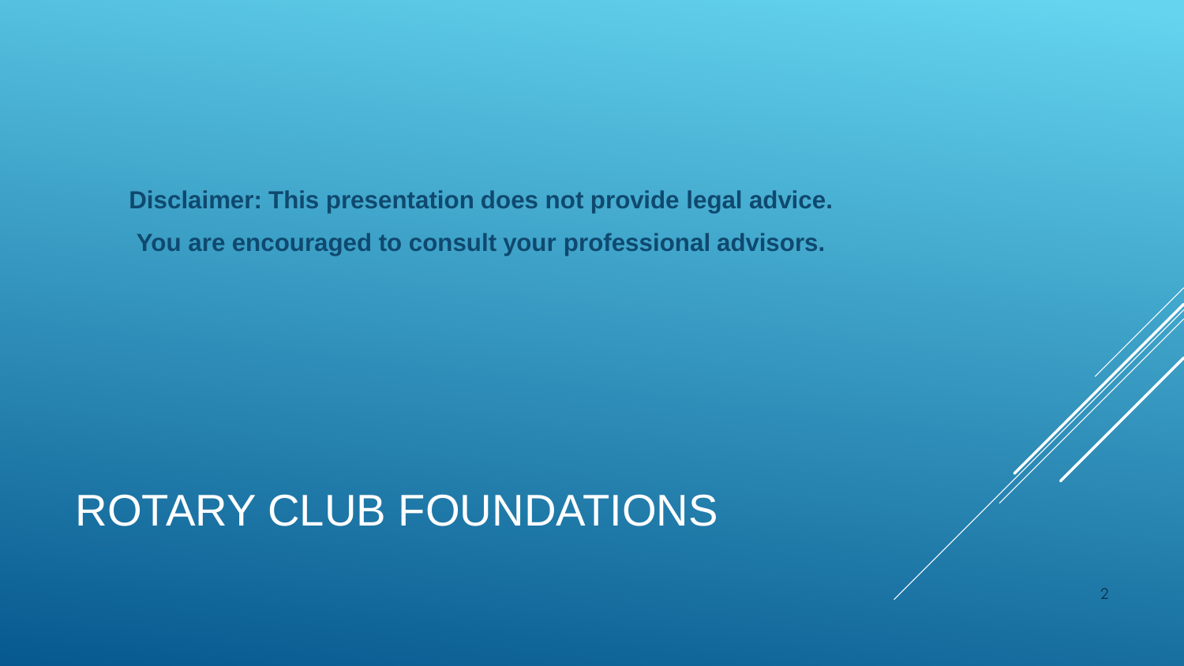**Disclaimer: This presentation does not provide legal advice.**

**You are encouraged to consult your professional advisors.**

# ROTARY CLUB FOUNDATIONS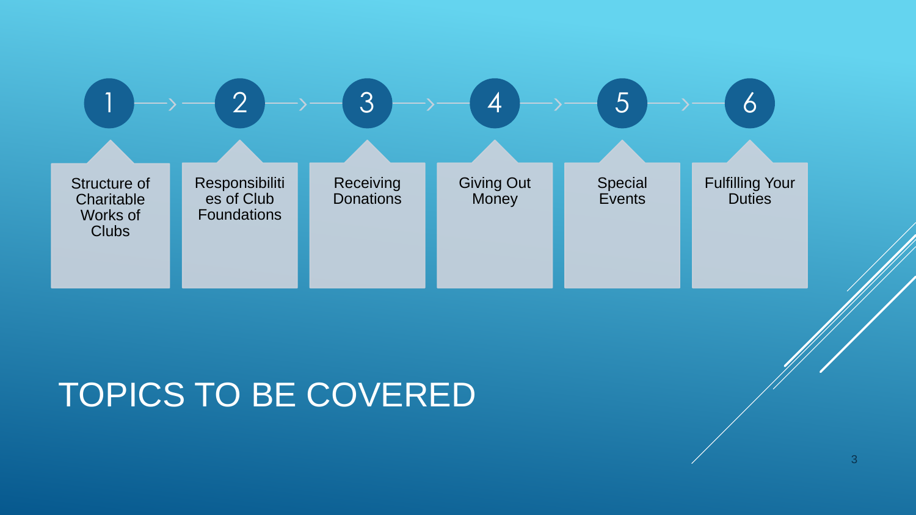# TOPICS TO BE COVERED

1. Structure of Charitable Works of Clubs
2. Responsibilities of Club Foundations
3. Receiving Donations
4. Giving Out Money
5. Special Events
6. Fulfilling Your Duties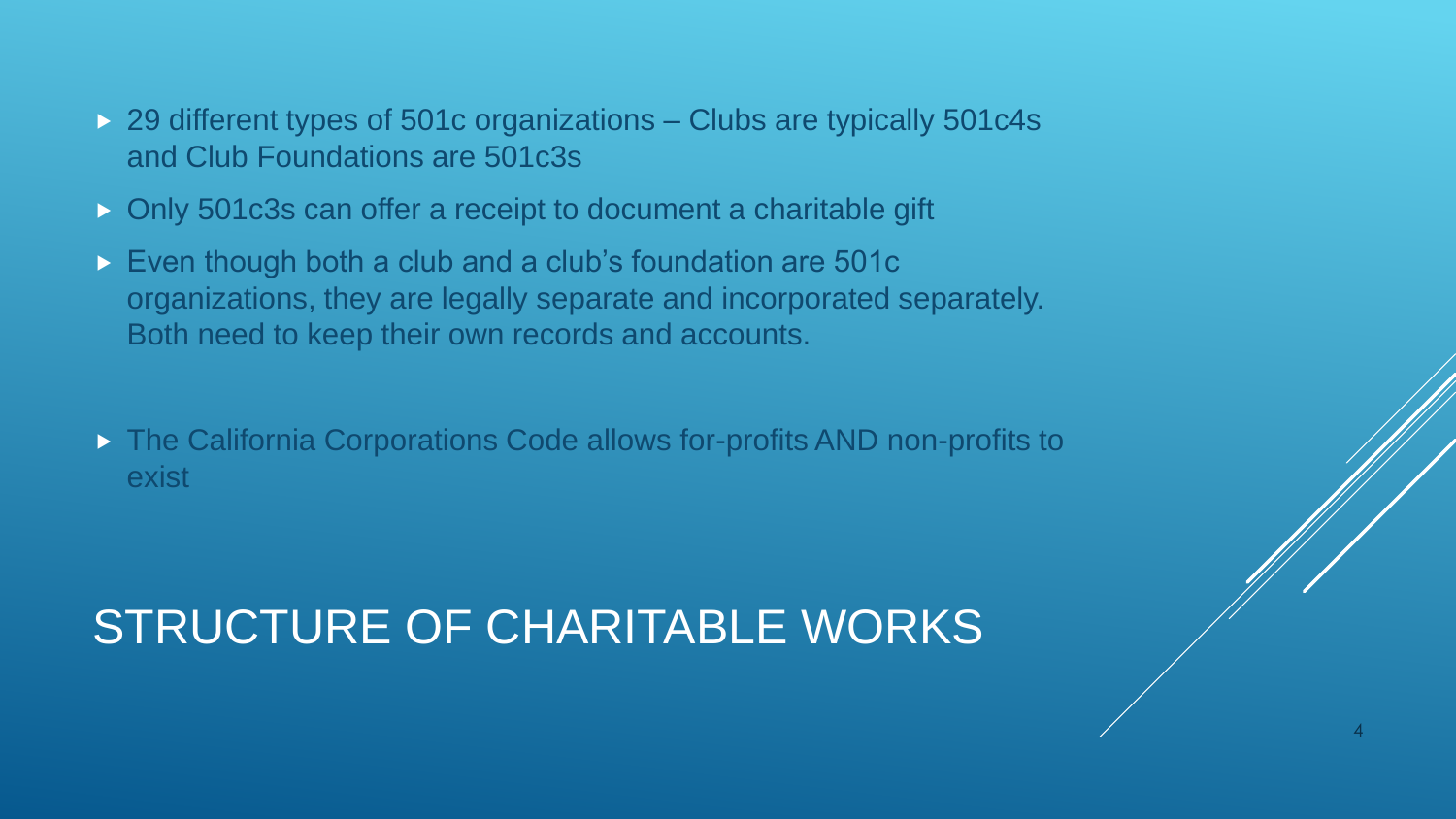# STRUCTURE OF CHARITABLE WORKS

- 29 different types of 501c organizations – Clubs are typically 501c4s and Club Foundations are 501c3s
- Only 501c3s can offer a receipt to document a charitable gift
- Even though both a club and a club's foundation are 501c organizations, they are legally separate and incorporated separately. Both need to keep their own records and accounts.
- The California Corporations Code allows for-profits AND non-profits to exist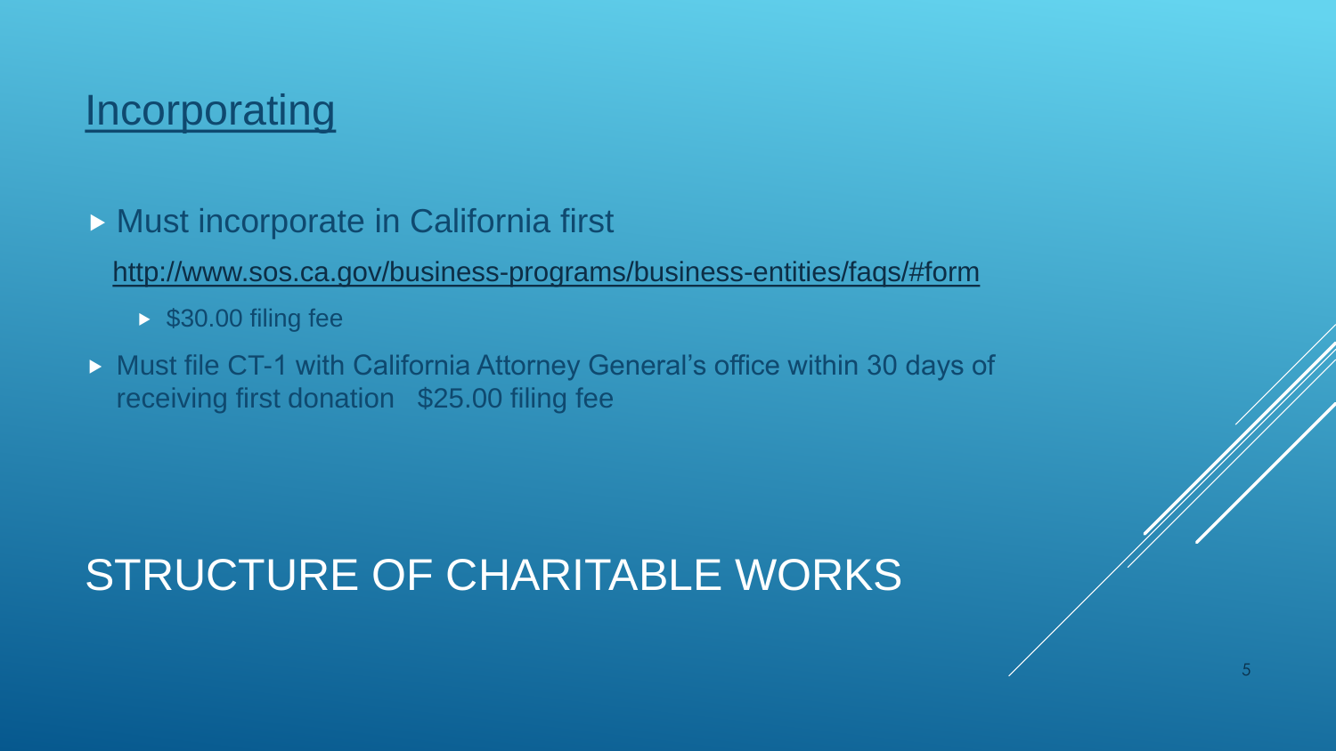# STRUCTURE OF CHARITABLE WORKS

## Incorporating

- Must incorporate in California first

  http://www.sos.ca.gov/business-programs/business-entities/faqs/#form

  - $30.00 filing fee

- Must file CT-1 with California Attorney General's office within 30 days of receiving first donation   $25.00 filing fee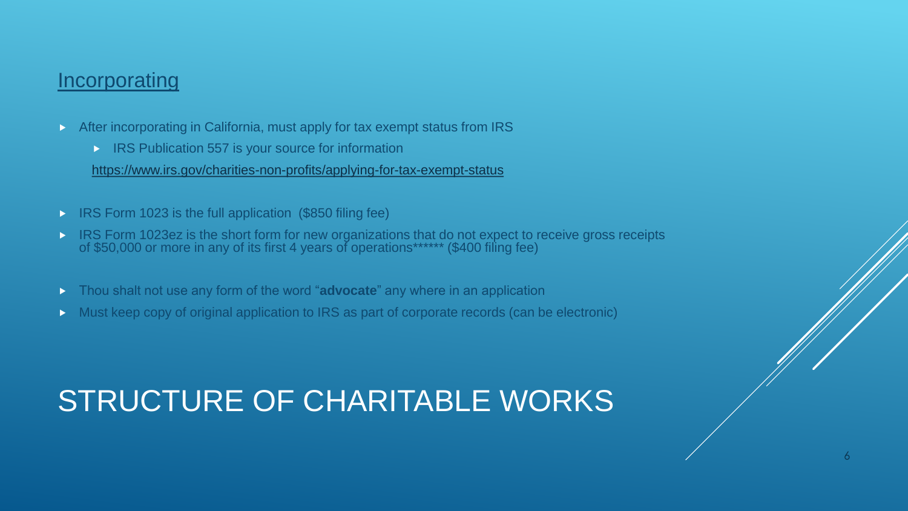## STRUCTURE OF CHARITABLE WORKS

### Incorporating

- After incorporating in California, must apply for tax exempt status from IRS
  - IRS Publication 557 is your source for information

  https://www.irs.gov/charities-non-profits/applying-for-tax-exempt-status

- IRS Form 1023 is the full application (\$850 filing fee)
- IRS Form 1023ez is the short form for new organizations that do not expect to receive gross receipts of \$50,000 or more in any of its first 4 years of operations****** (\$400 filing fee)

- Thou shalt not use any form of the word "**advocate**" any where in an application
- Must keep copy of original application to IRS as part of corporate records (can be electronic)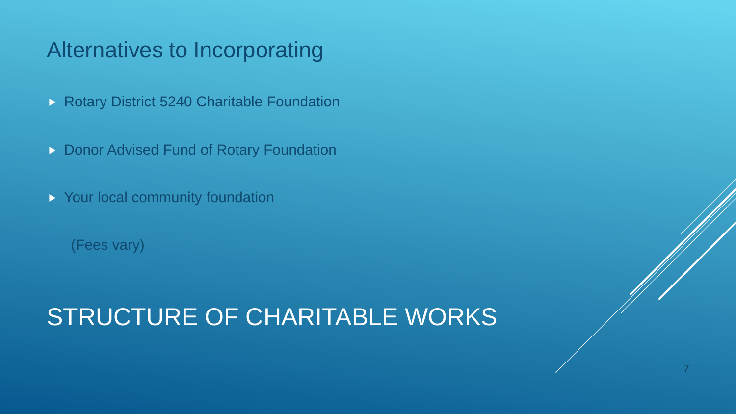## Alternatives to Incorporating

- Rotary District 5240 Charitable Foundation
- Donor Advised Fund of Rotary Foundation
- Your local community foundation

(Fees vary)

# STRUCTURE OF CHARITABLE WORKS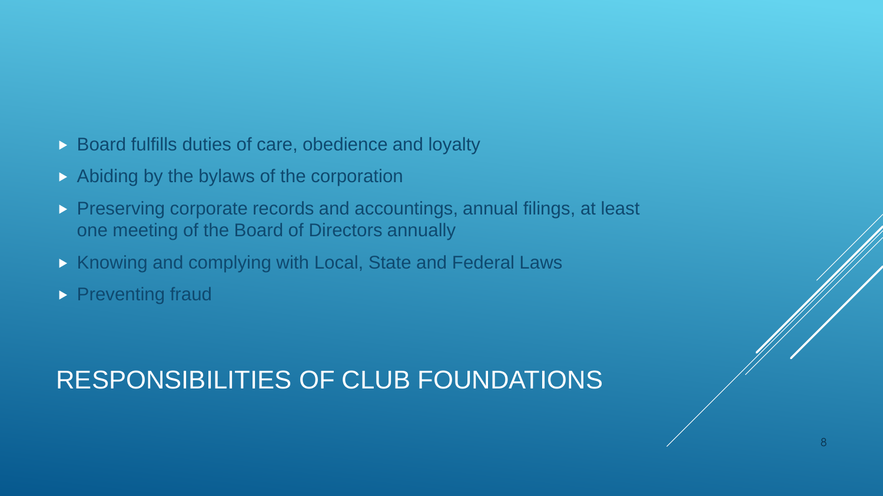# RESPONSIBILITIES OF CLUB FOUNDATIONS

- Board fulfills duties of care, obedience and loyalty
- Abiding by the bylaws of the corporation
- Preserving corporate records and accountings, annual filings, at least one meeting of the Board of Directors annually
- Knowing and complying with Local, State and Federal Laws
- Preventing fraud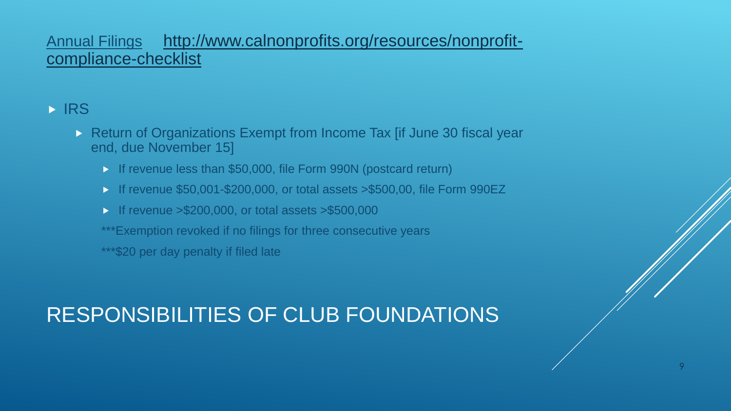Annual Filings http://www.calnonprofits.org/resources/nonprofit-compliance-checklist

- IRS
  - Return of Organizations Exempt from Income Tax [if June 30 fiscal year end, due November 15]
    - If revenue less than $50,000, file Form 990N (postcard return)
    - If revenue $50,001-$200,000, or total assets >$500,00, file Form 990EZ
    - If revenue >$200,000, or total assets >$500,000

    ***Exemption revoked if no filings for three consecutive years

    ***$20 per day penalty if filed late

# RESPONSIBILITIES OF CLUB FOUNDATIONS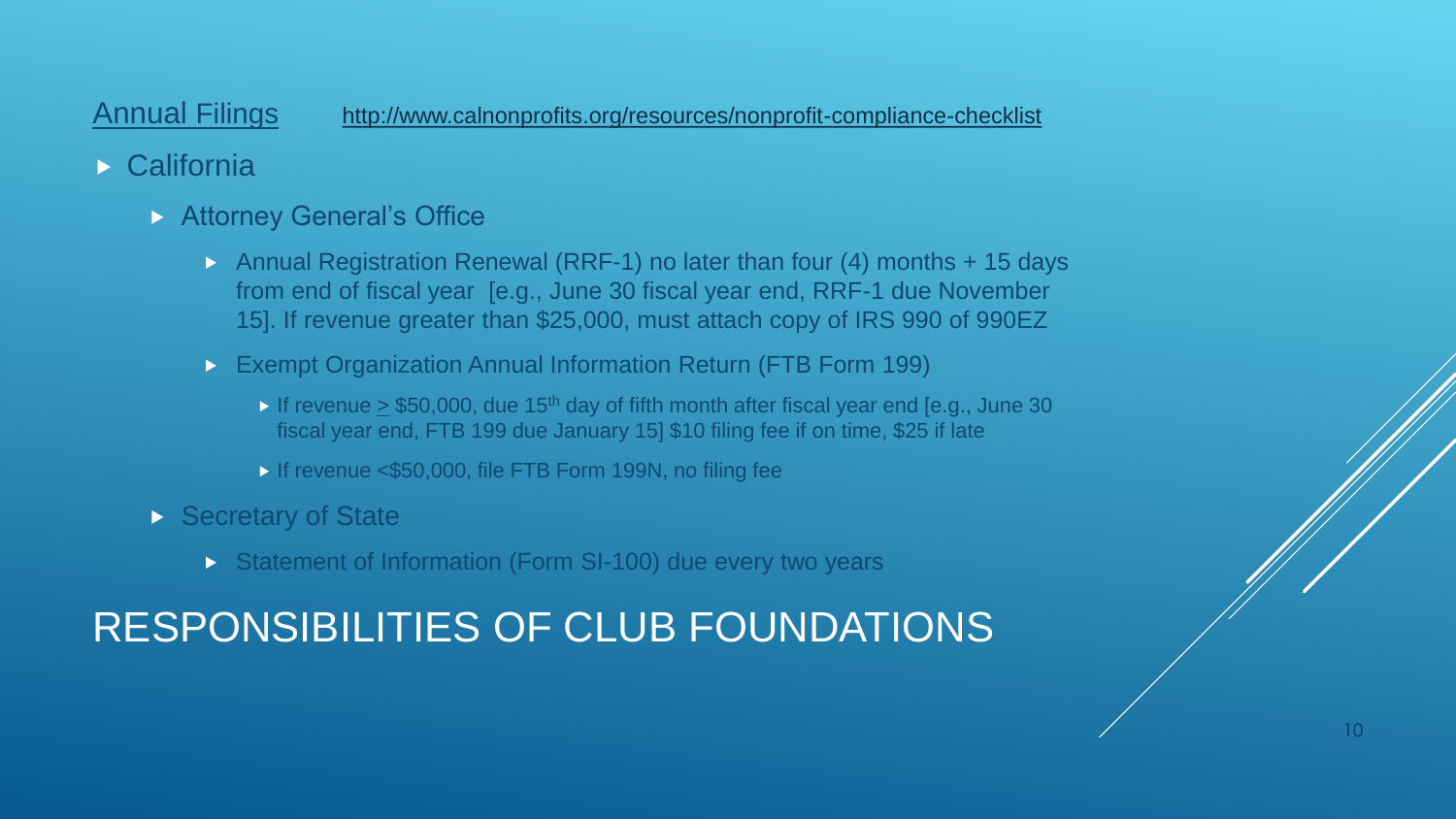# RESPONSIBILITIES OF CLUB FOUNDATIONS

Annual Filings http://www.calnonprofits.org/resources/nonprofit-compliance-checklist

- California
  - Attorney General's Office
    - Annual Registration Renewal (RRF-1) no later than four (4) months + 15 days from end of fiscal year [e.g., June 30 fiscal year end, RRF-1 due November 15]. If revenue greater than $25,000, must attach copy of IRS 990 of 990EZ
    - Exempt Organization Annual Information Return (FTB Form 199)
      - If revenue ≥ $50,000, due 15th day of fifth month after fiscal year end [e.g., June 30 fiscal year end, FTB 199 due January 15] $10 filing fee if on time, $25 if late
      - If revenue <$50,000, file FTB Form 199N, no filing fee
  - Secretary of State
    - Statement of Information (Form SI-100) due every two years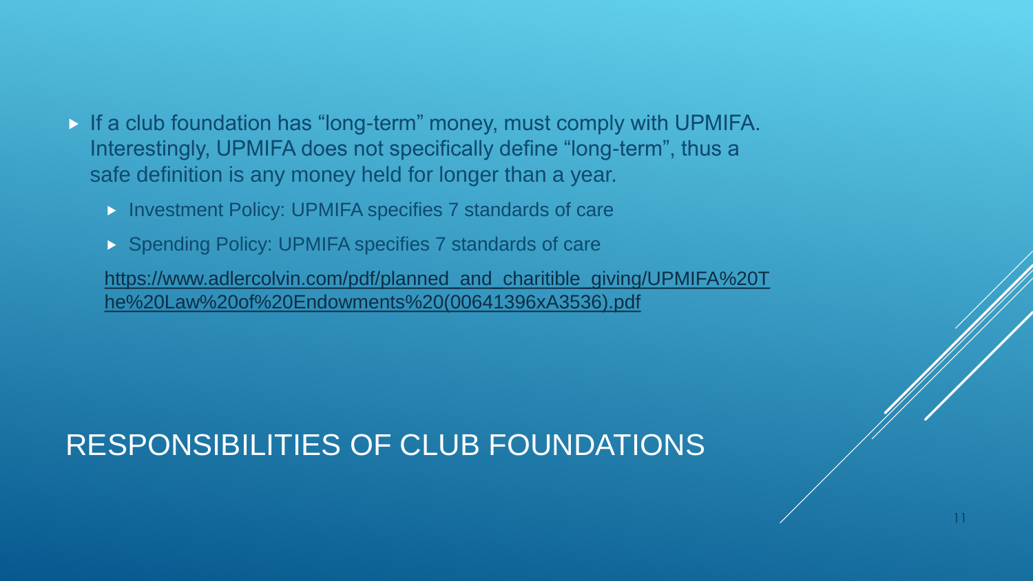# RESPONSIBILITIES OF CLUB FOUNDATIONS

- If a club foundation has "long-term" money, must comply with UPMIFA. Interestingly, UPMIFA does not specifically define "long-term", thus a safe definition is any money held for longer than a year.
  - Investment Policy: UPMIFA specifies 7 standards of care
  - Spending Policy: UPMIFA specifies 7 standards of care

  https://www.adlercolvin.com/pdf/planned_and_charitible_giving/UPMIFA%20The%20Law%20of%20Endowments%20(00641396xA3536).pdf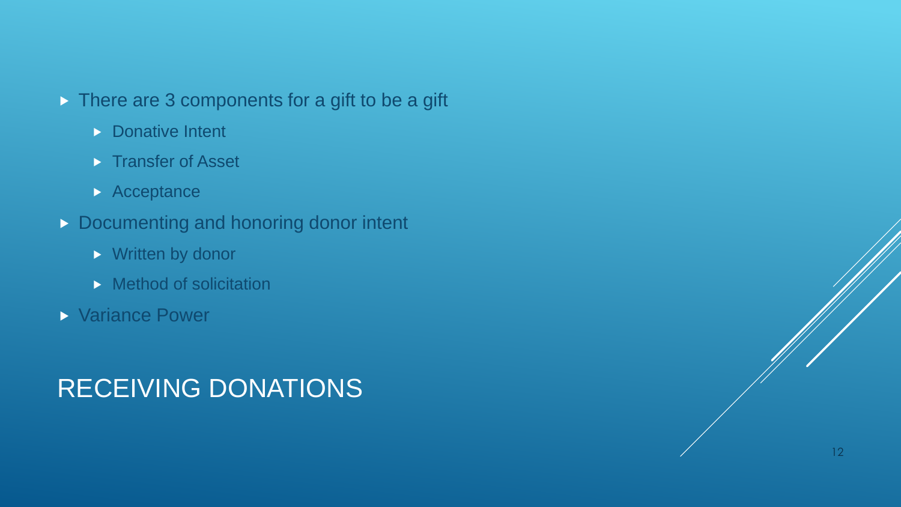# RECEIVING DONATIONS

- There are 3 components for a gift to be a gift
  - Donative Intent
  - Transfer of Asset
  - Acceptance
- Documenting and honoring donor intent
  - Written by donor
  - Method of solicitation
- Variance Power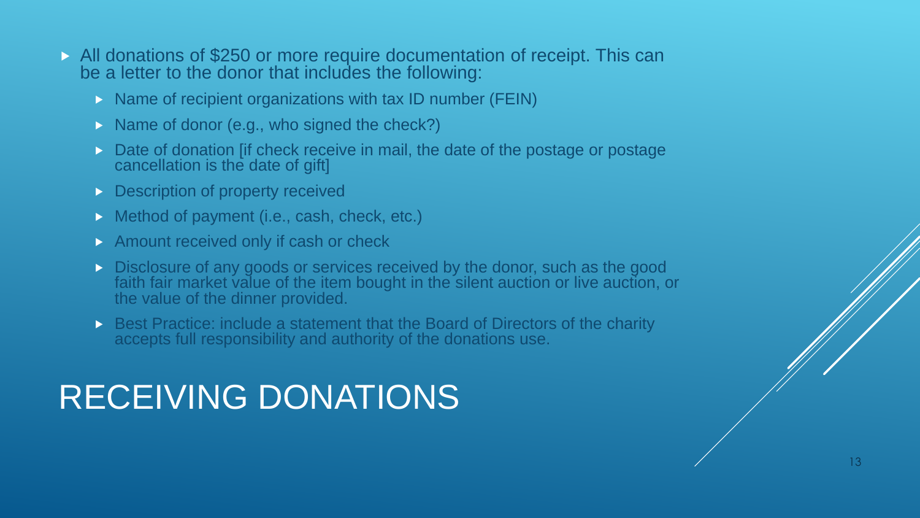# RECEIVING DONATIONS

- All donations of $250 or more require documentation of receipt. This can be a letter to the donor that includes the following:
  - Name of recipient organizations with tax ID number (FEIN)
  - Name of donor (e.g., who signed the check?)
  - Date of donation [if check receive in mail, the date of the postage or postage cancellation is the date of gift]
  - Description of property received
  - Method of payment (i.e., cash, check, etc.)
  - Amount received only if cash or check
  - Disclosure of any goods or services received by the donor, such as the good faith fair market value of the item bought in the silent auction or live auction, or the value of the dinner provided.
  - Best Practice: include a statement that the Board of Directors of the charity accepts full responsibility and authority of the donations use.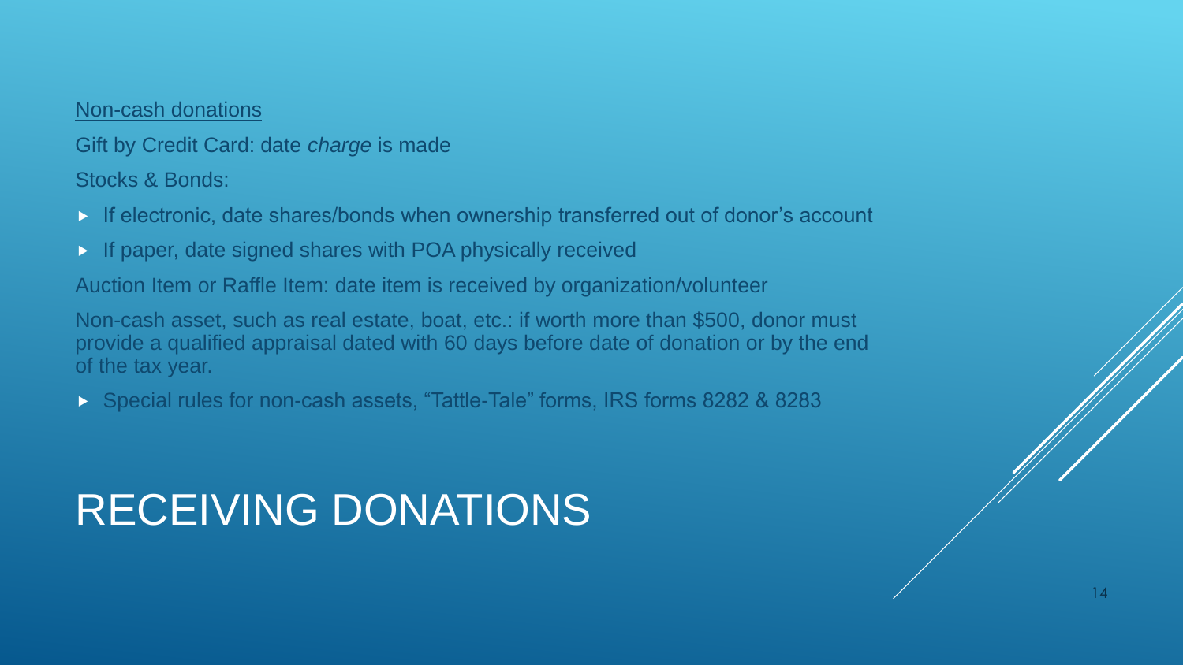# RECEIVING DONATIONS

Non-cash donations

Gift by Credit Card: date *charge* is made

Stocks & Bonds:

- If electronic, date shares/bonds when ownership transferred out of donor's account
- If paper, date signed shares with POA physically received

Auction Item or Raffle Item: date item is received by organization/volunteer

Non-cash asset, such as real estate, boat, etc.: if worth more than $500, donor must provide a qualified appraisal dated with 60 days before date of donation or by the end of the tax year.

- Special rules for non-cash assets, "Tattle-Tale" forms, IRS forms 8282 & 8283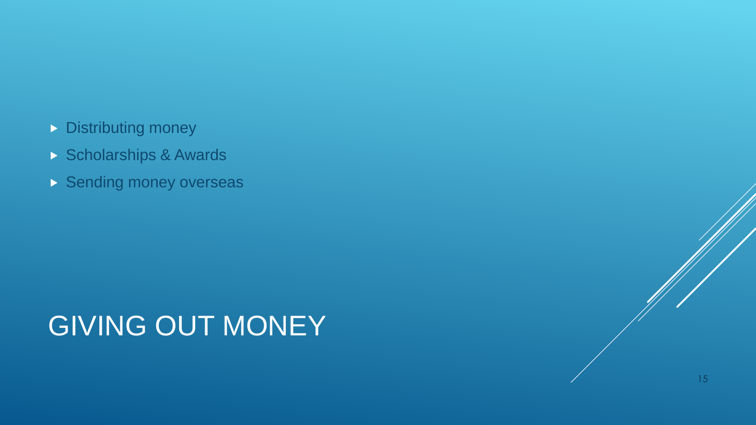# GIVING OUT MONEY

- Distributing money
- Scholarships & Awards
- Sending money overseas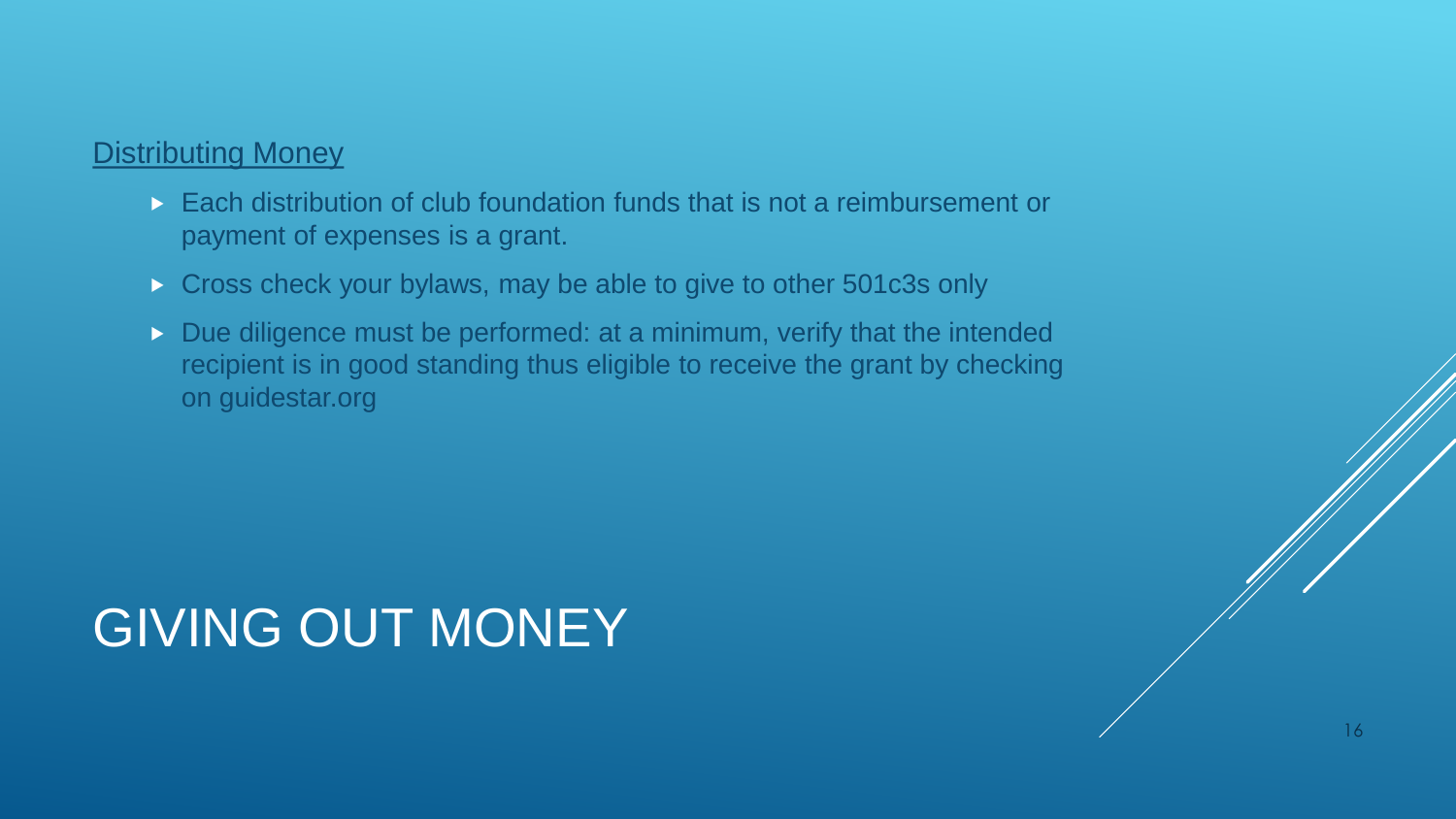# GIVING OUT MONEY

<u>Distributing Money</u>

- Each distribution of club foundation funds that is not a reimbursement or payment of expenses is a grant.
- Cross check your bylaws, may be able to give to other 501c3s only
- Due diligence must be performed: at a minimum, verify that the intended recipient is in good standing thus eligible to receive the grant by checking on guidestar.org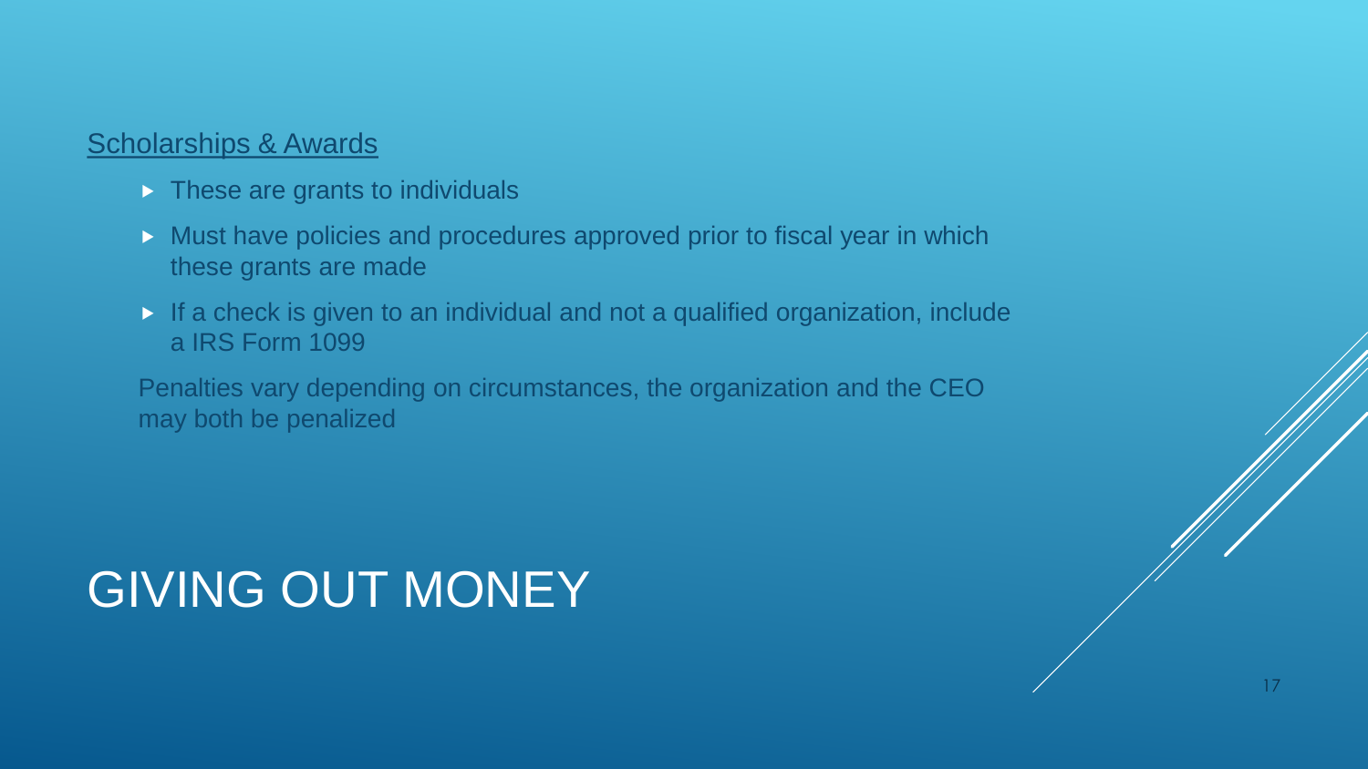# GIVING OUT MONEY

Scholarships & Awards

- These are grants to individuals
- Must have policies and procedures approved prior to fiscal year in which these grants are made
- If a check is given to an individual and not a qualified organization, include a IRS Form 1099

Penalties vary depending on circumstances, the organization and the CEO may both be penalized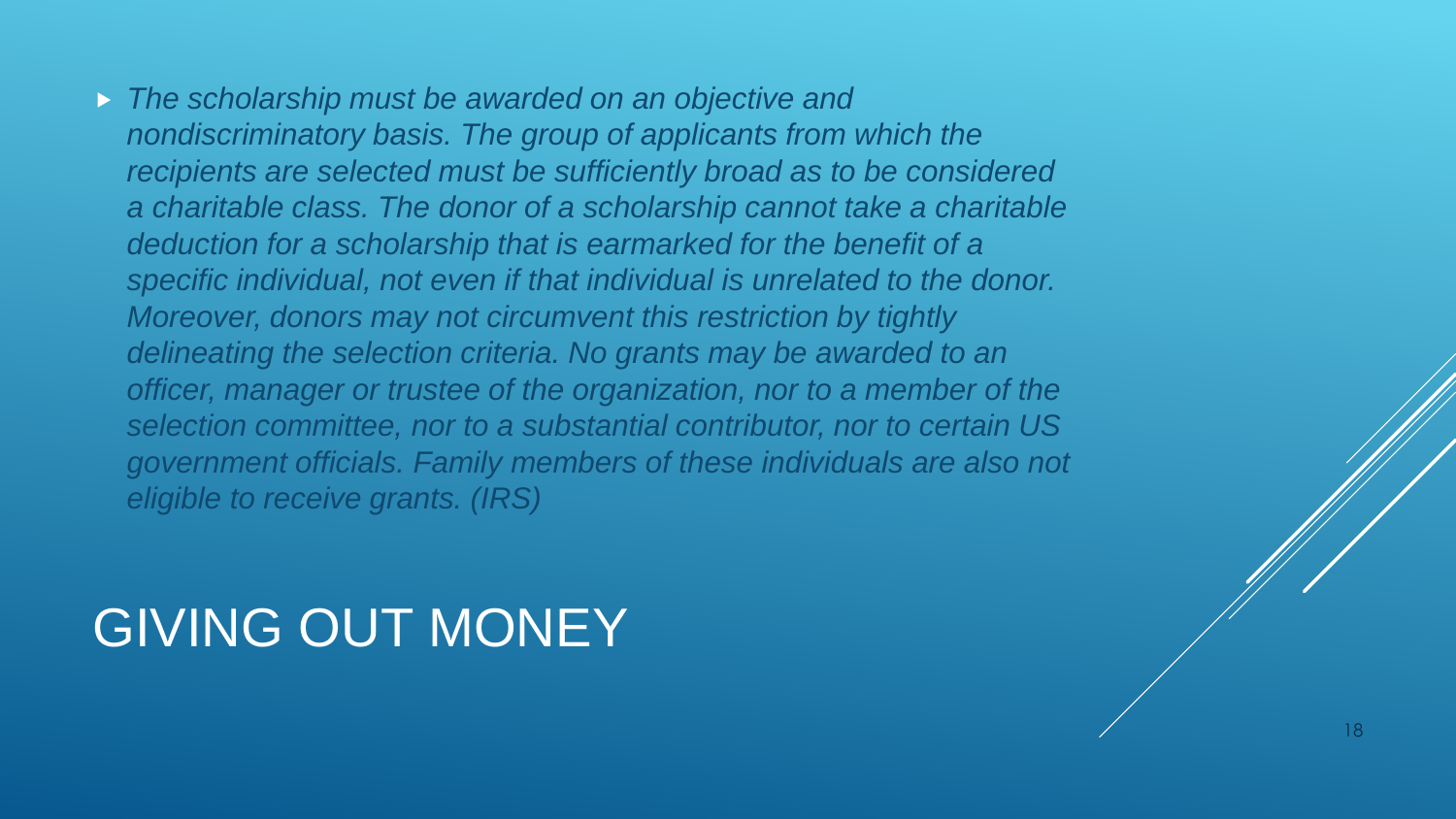- *The scholarship must be awarded on an objective and nondiscriminatory basis. The group of applicants from which the recipients are selected must be sufficiently broad as to be considered a charitable class. The donor of a scholarship cannot take a charitable deduction for a scholarship that is earmarked for the benefit of a specific individual, not even if that individual is unrelated to the donor. Moreover, donors may not circumvent this restriction by tightly delineating the selection criteria. No grants may be awarded to an officer, manager or trustee of the organization, nor to a member of the selection committee, nor to a substantial contributor, nor to certain US government officials. Family members of these individuals are also not eligible to receive grants. (IRS)*

# GIVING OUT MONEY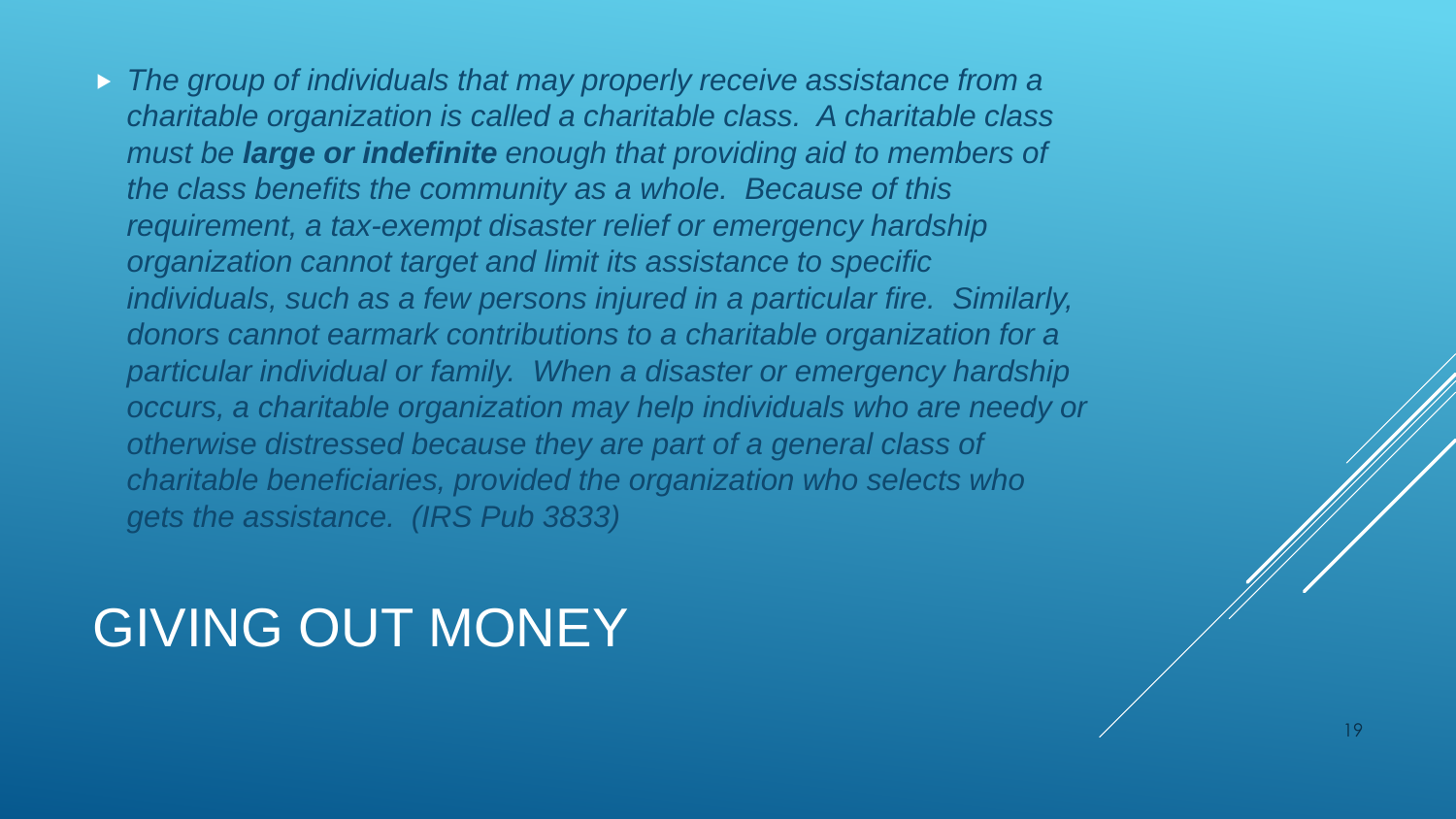- *The group of individuals that may properly receive assistance from a charitable organization is called a charitable class. A charitable class must be **large or indefinite** enough that providing aid to members of the class benefits the community as a whole. Because of this requirement, a tax-exempt disaster relief or emergency hardship organization cannot target and limit its assistance to specific individuals, such as a few persons injured in a particular fire. Similarly, donors cannot earmark contributions to a charitable organization for a particular individual or family. When a disaster or emergency hardship occurs, a charitable organization may help individuals who are needy or otherwise distressed because they are part of a general class of charitable beneficiaries, provided the organization who selects who gets the assistance. (IRS Pub 3833)*

# GIVING OUT MONEY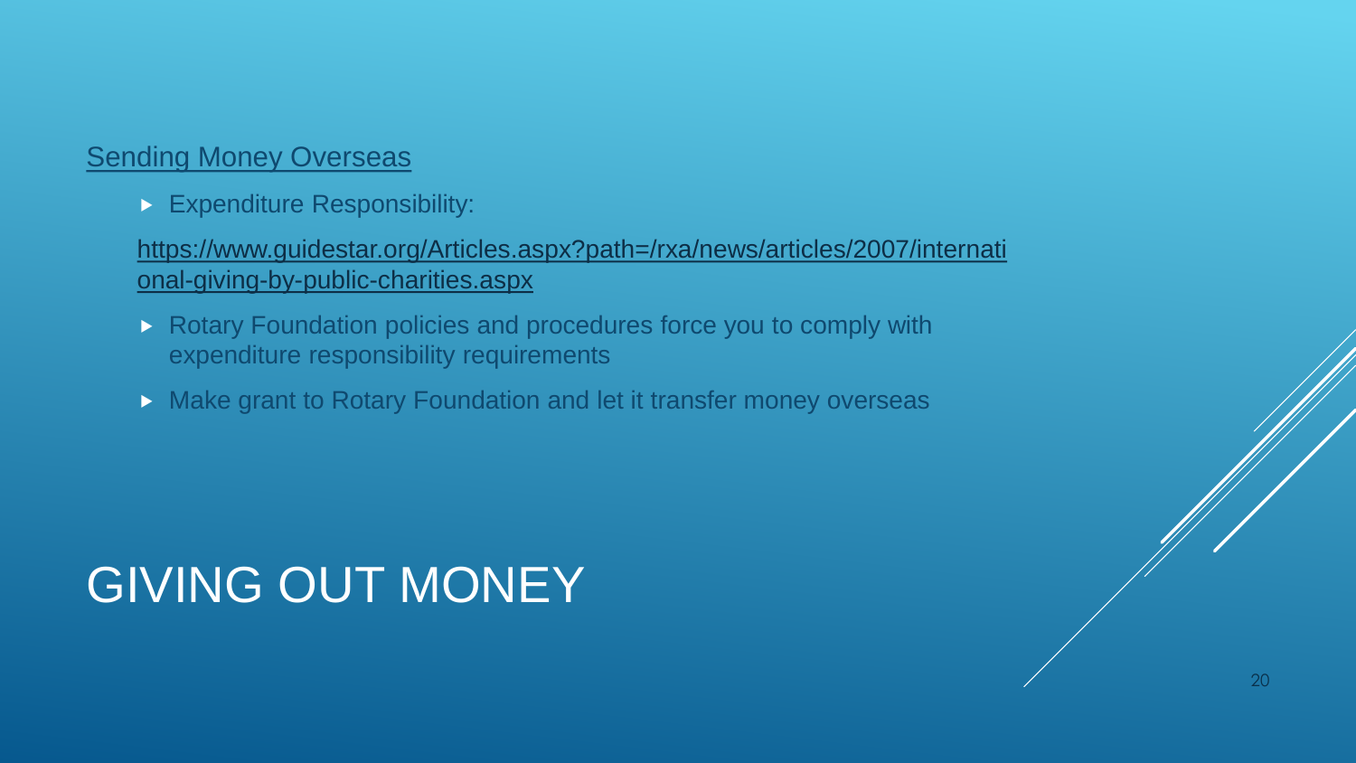# GIVING OUT MONEY

Sending Money Overseas

- Expenditure Responsibility:

https://www.guidestar.org/Articles.aspx?path=/rxa/news/articles/2007/international-giving-by-public-charities.aspx

- Rotary Foundation policies and procedures force you to comply with expenditure responsibility requirements
- Make grant to Rotary Foundation and let it transfer money overseas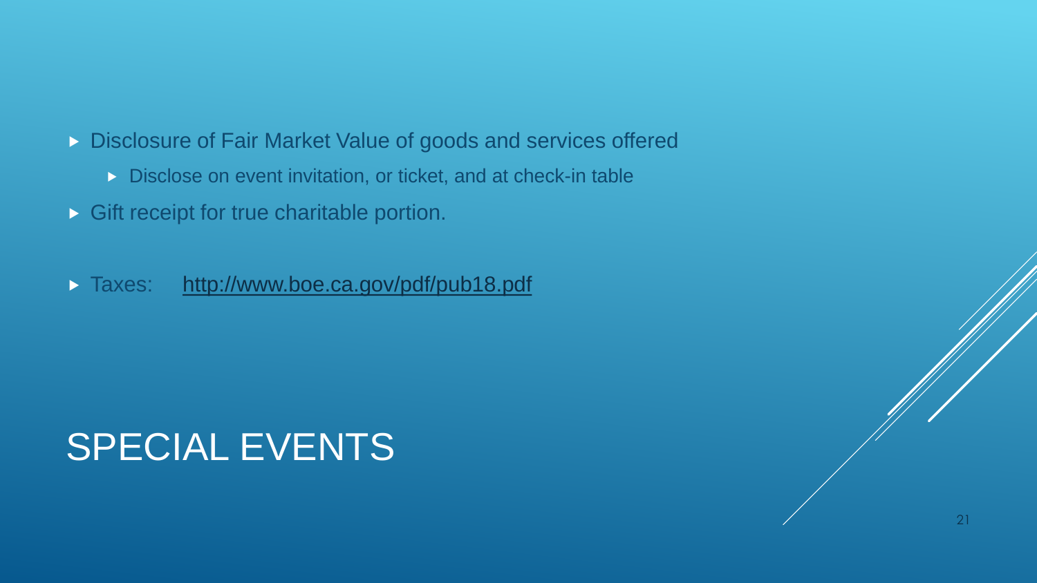# SPECIAL EVENTS

- Disclosure of Fair Market Value of goods and services offered
  - Disclose on event invitation, or ticket, and at check-in table
- Gift receipt for true charitable portion.

- Taxes: http://www.boe.ca.gov/pdf/pub18.pdf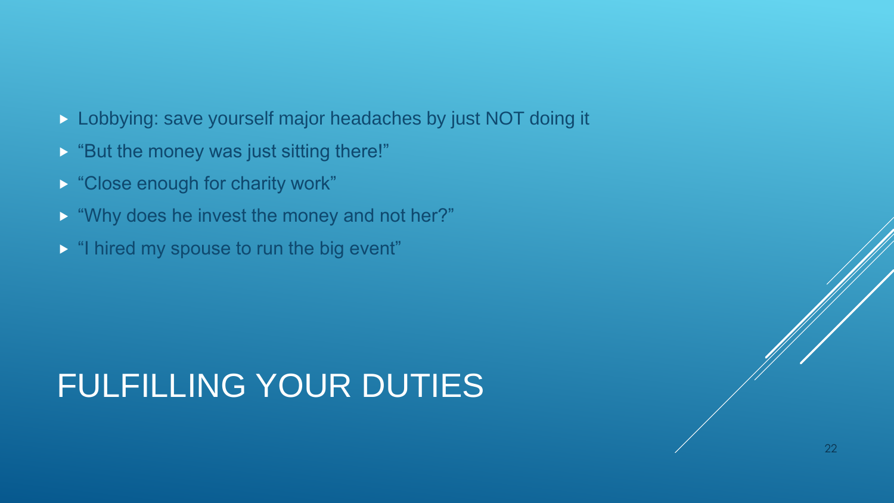# FULFILLING YOUR DUTIES

- Lobbying: save yourself major headaches by just NOT doing it
- "But the money was just sitting there!"
- "Close enough for charity work"
- "Why does he invest the money and not her?"
- "I hired my spouse to run the big event"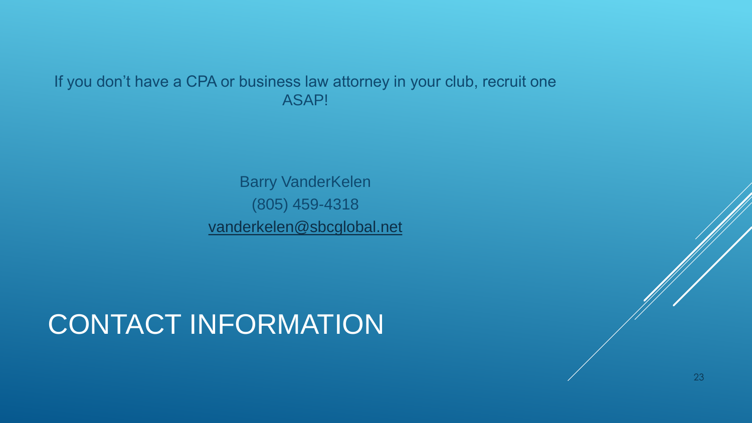If you don't have a CPA or business law attorney in your club, recruit one ASAP!

Barry VanderKelen
(805) 459-4318
vanderkelen@sbcglobal.net

# CONTACT INFORMATION